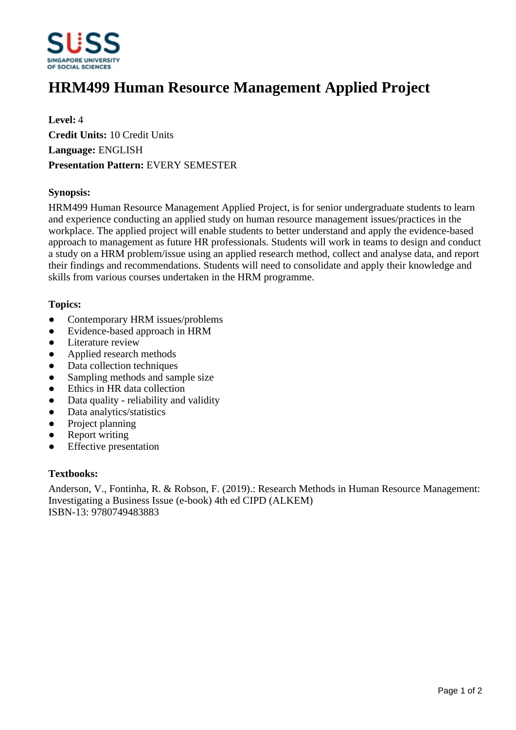# HRM499 Human Resource Management Applied Project

**Level:** 4
**Credit Units:** 10 Credit Units
**Language:** ENGLISH
**Presentation Pattern:** EVERY SEMESTER

**Synopsis:**

HRM499 Human Resource Management Applied Project, is for senior undergraduate students to learn and experience conducting an applied study on human resource management issues/practices in the workplace. The applied project will enable students to better understand and apply the evidence-based approach to management as future HR professionals. Students will work in teams to design and conduct a study on a HRM problem/issue using an applied research method, collect and analyse data, and report their findings and recommendations. Students will need to consolidate and apply their knowledge and skills from various courses undertaken in the HRM programme.

**Topics:**

- Contemporary HRM issues/problems
- Evidence-based approach in HRM
- Literature review
- Applied research methods
- Data collection techniques
- Sampling methods and sample size
- Ethics in HR data collection
- Data quality - reliability and validity
- Data analytics/statistics
- Project planning
- Report writing
- Effective presentation

**Textbooks:**

Anderson, V., Fontinha, R. & Robson, F. (2019).: Research Methods in Human Resource Management: Investigating a Business Issue (e-book) 4th ed CIPD (ALKEM)
ISBN-13: 9780749483883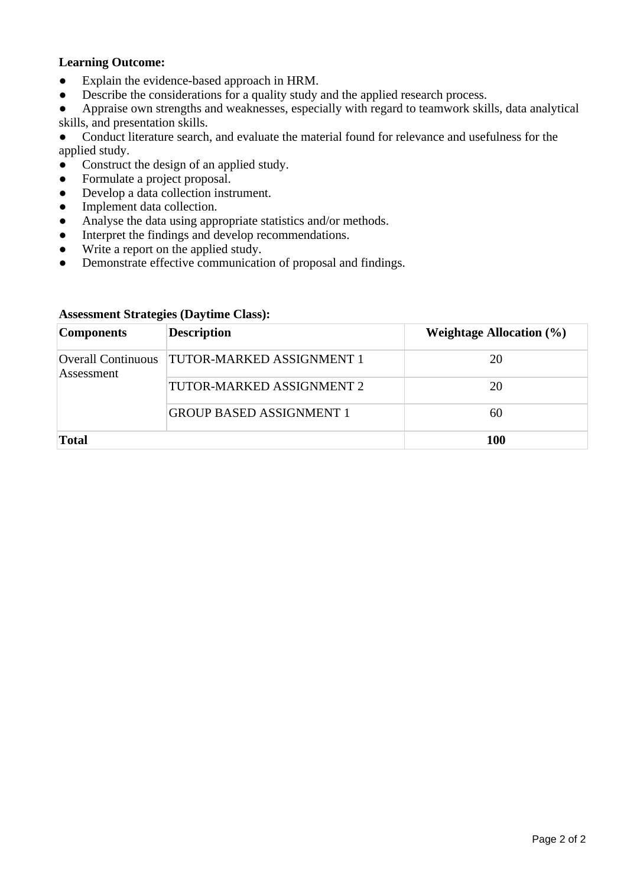**Learning Outcome:**

- Explain the evidence-based approach in HRM.
- Describe the considerations for a quality study and the applied research process.
- Appraise own strengths and weaknesses, especially with regard to teamwork skills, data analytical skills, and presentation skills.
- Conduct literature search, and evaluate the material found for relevance and usefulness for the applied study.
- Construct the design of an applied study.
- Formulate a project proposal.
- Develop a data collection instrument.
- Implement data collection.
- Analyse the data using appropriate statistics and/or methods.
- Interpret the findings and develop recommendations.
- Write a report on the applied study.
- Demonstrate effective communication of proposal and findings.

**Assessment Strategies (Daytime Class):**

| Components | Description | Weightage Allocation (%) |
|---|---|---|
| Overall Continuous Assessment | TUTOR-MARKED ASSIGNMENT 1 | 20 |
| | TUTOR-MARKED ASSIGNMENT 2 | 20 |
| | GROUP BASED ASSIGNMENT 1 | 60 |
| **Total** | | **100** |